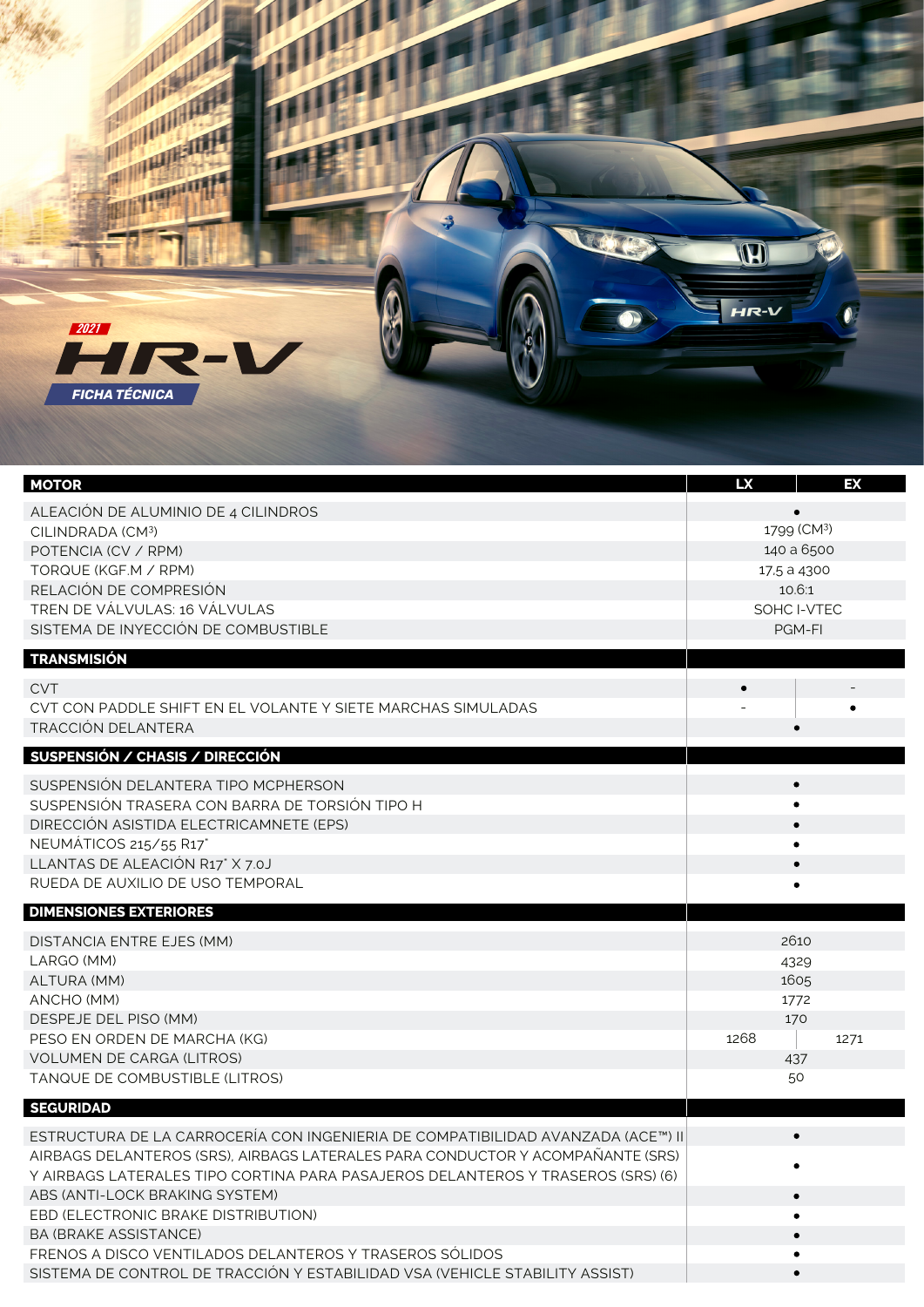2021

# HR-V

## FICHA TÉCNICA

| MOTOR | LX | EX |
|---|---|---|
| ALEACIÓN DE ALUMINIO DE 4 CILINDROS | • | |
| CILINDRADA (CM³) | 1799 (CM³) | |
| POTENCIA (CV / RPM) | 140 a 6500 | |
| TORQUE (KGF.M / RPM) | 17,5 a 4300 | |
| RELACIÓN DE COMPRESIÓN | 10.6:1 | |
| TREN DE VÁLVULAS: 16 VÁLVULAS | SOHC I-VTEC | |
| SISTEMA DE INYECCIÓN DE COMBUSTIBLE | PGM-FI | |
| **TRANSMISIÓN** | | |
| CVT | • | - |
| CVT CON PADDLE SHIFT EN EL VOLANTE Y SIETE MARCHAS SIMULADAS | - | • |
| TRACCIÓN DELANTERA | • | |
| **SUSPENSIÓN / CHASIS / DIRECCIÓN** | | |
| SUSPENSIÓN DELANTERA TIPO MCPHERSON | • | |
| SUSPENSIÓN TRASERA CON BARRA DE TORSIÓN TIPO H | • | |
| DIRECCIÓN ASISTIDA ELECTRICAMNETE (EPS) | • | |
| NEUMÁTICOS 215/55 R17" | • | |
| LLANTAS DE ALEACIÓN R17" X 7.0J | • | |
| RUEDA DE AUXILIO DE USO TEMPORAL | • | |
| **DIMENSIONES EXTERIORES** | | |
| DISTANCIA ENTRE EJES (MM) | 2610 | |
| LARGO (MM) | 4329 | |
| ALTURA (MM) | 1605 | |
| ANCHO (MM) | 1772 | |
| DESPEJE DEL PISO (MM) | 170 | |
| PESO EN ORDEN DE MARCHA (KG) | 1268 | 1271 |
| VOLUMEN DE CARGA (LITROS) | 437 | |
| TANQUE DE COMBUSTIBLE (LITROS) | 50 | |
| **SEGURIDAD** | | |
| ESTRUCTURA DE LA CARROCERÍA CON INGENIERIA DE COMPATIBILIDAD AVANZADA (ACE™) II | • | |
| AIRBAGS DELANTEROS (SRS), AIRBAGS LATERALES PARA CONDUCTOR Y ACOMPAÑANTE (SRS) Y AIRBAGS LATERALES TIPO CORTINA PARA PASAJEROS DELANTEROS Y TRASEROS (SRS) (6) | • | |
| ABS (ANTI-LOCK BRAKING SYSTEM) | • | |
| EBD (ELECTRONIC BRAKE DISTRIBUTION) | • | |
| BA (BRAKE ASSISTANCE) | • | |
| FRENOS A DISCO VENTILADOS DELANTEROS Y TRASEROS SÓLIDOS | • | |
| SISTEMA DE CONTROL DE TRACCIÓN Y ESTABILIDAD VSA (VEHICLE STABILITY ASSIST) | • | |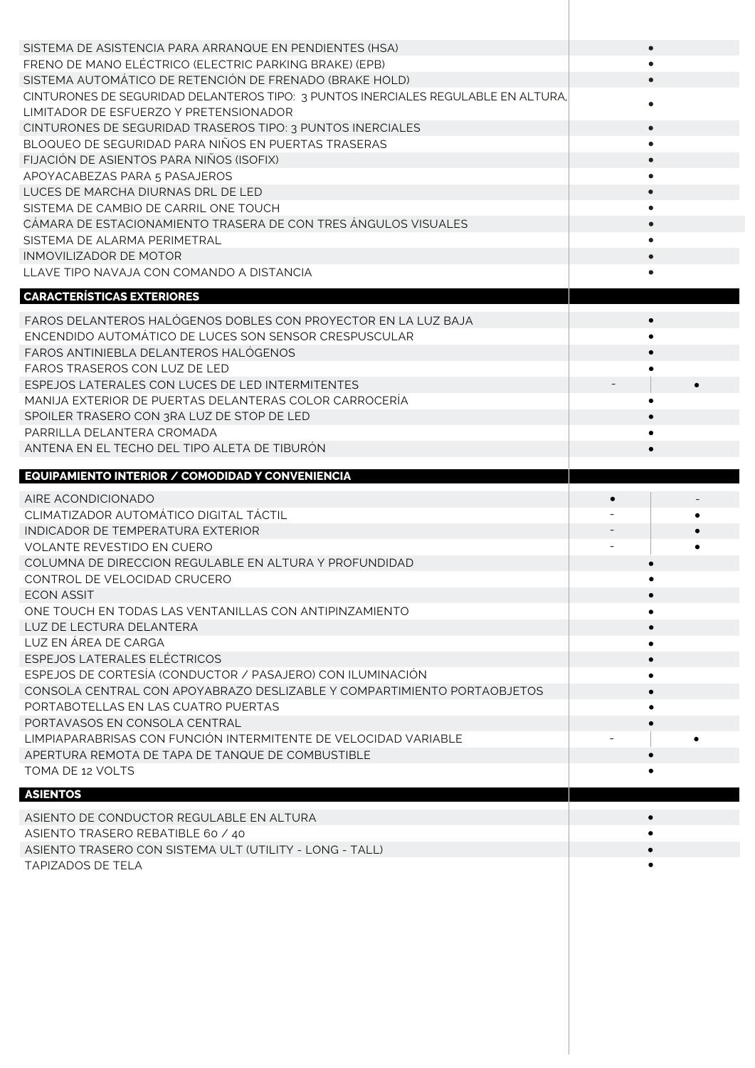| | | |
|---|---|---|
| SISTEMA DE ASISTENCIA PARA ARRANQUE EN PENDIENTES (HSA) | • | |
| FRENO DE MANO ELÉCTRICO (ELECTRIC PARKING BRAKE) (EPB) | • | |
| SISTEMA AUTOMÁTICO DE RETENCIÓN DE FRENADO (BRAKE HOLD) | • | |
| CINTURONES DE SEGURIDAD DELANTEROS TIPO: 3 PUNTOS INERCIALES REGULABLE EN ALTURA, LIMITADOR DE ESFUERZO Y PRETENSIONADOR | • | |
| CINTURONES DE SEGURIDAD TRASEROS TIPO: 3 PUNTOS INERCIALES | • | |
| BLOQUEO DE SEGURIDAD PARA NIÑOS EN PUERTAS TRASERAS | • | |
| FIJACIÓN DE ASIENTOS PARA NIÑOS (ISOFIX) | • | |
| APOYACABEZAS PARA 5 PASAJEROS | • | |
| LUCES DE MARCHA DIURNAS DRL DE LED | • | |
| SISTEMA DE CAMBIO DE CARRIL ONE TOUCH | • | |
| CÁMARA DE ESTACIONAMIENTO TRASERA DE CON TRES ÁNGULOS VISUALES | • | |
| SISTEMA DE ALARMA PERIMETRAL | • | |
| INMOVILIZADOR DE MOTOR | • | |
| LLAVE TIPO NAVAJA CON COMANDO A DISTANCIA | • | |
| **CARACTERÍSTICAS EXTERIORES** | | |
| FAROS DELANTEROS HALÓGENOS DOBLES CON PROYECTOR EN LA LUZ BAJA | • | |
| ENCENDIDO AUTOMÁTICO DE LUCES SON SENSOR CRESPUSCULAR | • | |
| FAROS ANTINIEBLA DELANTEROS HALÓGENOS | • | |
| FAROS TRASEROS CON LUZ DE LED | • | |
| ESPEJOS LATERALES CON LUCES DE LED INTERMITENTES | - | • |
| MANIJA EXTERIOR DE PUERTAS DELANTERAS COLOR CARROCERÍA | • | |
| SPOILER TRASERO CON 3RA LUZ DE STOP DE LED | • | |
| PARRILLA DELANTERA CROMADA | • | |
| ANTENA EN EL TECHO DEL TIPO ALETA DE TIBURÓN | • | |
| **EQUIPAMIENTO INTERIOR / COMODIDAD Y CONVENIENCIA** | | |
| AIRE ACONDICIONADO | • | - |
| CLIMATIZADOR AUTOMÁTICO DIGITAL TÁCTIL | - | • |
| INDICADOR DE TEMPERATURA EXTERIOR | - | • |
| VOLANTE REVESTIDO EN CUERO | - | • |
| COLUMNA DE DIRECCION REGULABLE EN ALTURA Y PROFUNDIDAD | • | |
| CONTROL DE VELOCIDAD CRUCERO | • | |
| ECON ASSIT | • | |
| ONE TOUCH EN TODAS LAS VENTANILLAS CON ANTIPINZAMIENTO | • | |
| LUZ DE LECTURA DELANTERA | • | |
| LUZ EN ÁREA DE CARGA | • | |
| ESPEJOS LATERALES ELÉCTRICOS | • | |
| ESPEJOS DE CORTESÍA (CONDUCTOR / PASAJERO) CON ILUMINACIÓN | • | |
| CONSOLA CENTRAL CON APOYABRAZO DESLIZABLE Y COMPARTIMIENTO PORTAOBJETOS | • | |
| PORTABOTELLAS EN LAS CUATRO PUERTAS | • | |
| PORTAVASOS EN CONSOLA CENTRAL | • | |
| LIMPIAPARABRISAS CON FUNCIÓN INTERMITENTE DE VELOCIDAD VARIABLE | - | • |
| APERTURA REMOTA DE TAPA DE TANQUE DE COMBUSTIBLE | • | |
| TOMA DE 12 VOLTS | • | |
| **ASIENTOS** | | |
| ASIENTO DE CONDUCTOR REGULABLE EN ALTURA | • | |
| ASIENTO TRASERO REBATIBLE 60 / 40 | • | |
| ASIENTO TRASERO CON SISTEMA ULT (UTILITY - LONG - TALL) | • | |
| TAPIZADOS DE TELA | • | |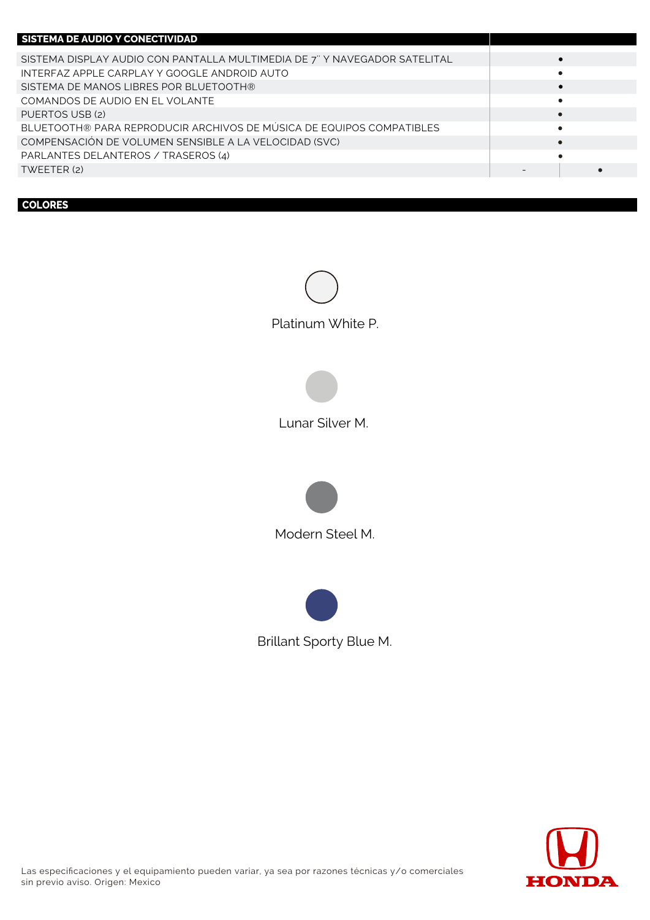| SISTEMA DE AUDIO Y CONECTIVIDAD | | |
|---|---|---|
| SISTEMA DISPLAY AUDIO CON PANTALLA MULTIMEDIA DE 7¨ Y NAVEGADOR SATELITAL | • | |
| INTERFAZ APPLE CARPLAY Y GOOGLE ANDROID AUTO | • | |
| SISTEMA DE MANOS LIBRES POR BLUETOOTH® | • | |
| COMANDOS DE AUDIO EN EL VOLANTE | • | |
| PUERTOS USB (2) | • | |
| BLUETOOTH® PARA REPRODUCIR ARCHIVOS DE MÚSICA DE EQUIPOS COMPATIBLES | • | |
| COMPENSACIÓN DE VOLUMEN SENSIBLE A LA VELOCIDAD (SVC) | • | |
| PARLANTES DELANTEROS / TRASEROS (4) | • | |
| TWEETER (2) | - | • |

## COLORES

Platinum White P.

Lunar Silver M.

Modern Steel M.

Brillant Sporty Blue M.

Las especificaciones y el equipamiento pueden variar, ya sea por razones técnicas y/o comerciales sin previo aviso. Origen: Mexico

HONDA